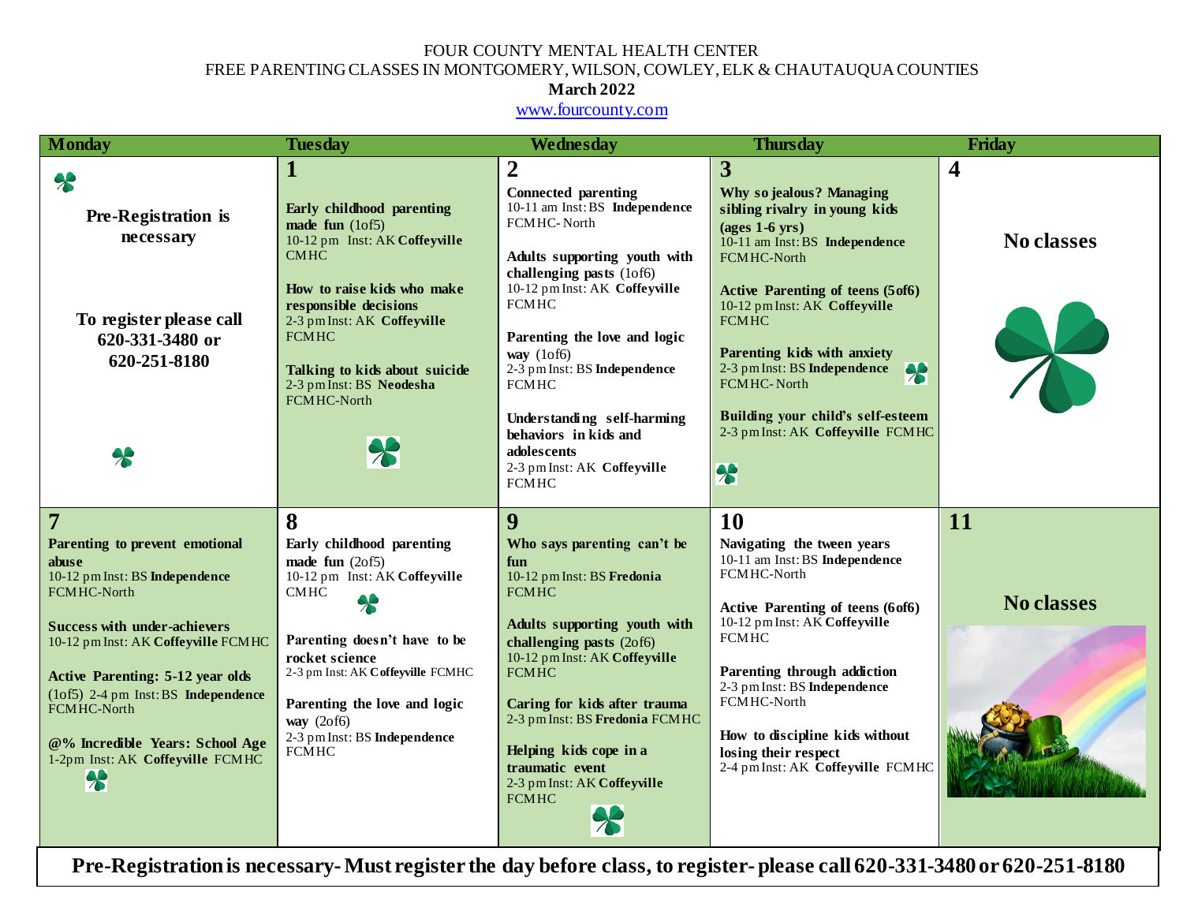FOUR COUNTY MENTAL HEALTH CENTER

FREE PARENTING CLASSES IN MONTGOMERY, WILSON, COWLEY, ELK & CHAUTAUQUA COUNTIES

**March 2022**

www.fourcounty.com

| Monday | Tuesday | Wednesday | Thursday | Friday |
|---|---|---|---|---|
| **Pre-Registration is necessary**<br><br>**To register please call 620-331-3480 or 620-251-8180** | **1**<br>**Early childhood parenting made fun** (1of5)<br>10-12 pm Inst: AK **Coffeyville** CMHC<br><br>**How to raise kids who make responsible decisions**<br>2-3 pm Inst: AK **Coffeyville** FCMHC<br><br>**Talking to kids about suicide**<br>2-3 pm Inst: BS **Neodesha** FCMHC-North | **2**<br>**Connected parenting**<br>10-11 am Inst: BS **Independence** FCMHC- North<br><br>**Adults supporting youth with challenging pasts** (1of6)<br>10-12 pm Inst: AK **Coffeyville** FCMHC<br><br>**Parenting the love and logic way** (1of6)<br>2-3 pm Inst: BS **Independence** FCMHC<br><br>**Understanding self-harming behaviors in kids and adolescents**<br>2-3 pm Inst: AK **Coffeyville** FCMHC | **3**<br>**Why so jealous? Managing sibling rivalry in young kids (ages 1-6 yrs)**<br>10-11 am Inst: BS **Independence** FCMHC-North<br><br>**Active Parenting of teens (5of6)**<br>10-12 pm Inst: AK **Coffeyville** FCMHC<br><br>**Parenting kids with anxiety**<br>2-3 pm Inst: BS **Independence** FCMHC- North<br><br>**Building your child's self-esteem**<br>2-3 pm Inst: AK **Coffeyville** FCMHC | **4**<br><br>**No classes** |
| **7**<br>**Parenting to prevent emotional abuse**<br>10-12 pm Inst: BS **Independence** FCMHC-North<br><br>**Success with under-achievers**<br>10-12 pm Inst: AK **Coffeyville** FCMHC<br><br>**Active Parenting: 5-12 year olds** (1of5) 2-4 pm Inst: BS **Independence** FCMHC-North<br><br>**@% Incredible Years: School Age**<br>1-2pm Inst: AK **Coffeyville** FCMHC | **8**<br>**Early childhood parenting made fun** (2of5)<br>10-12 pm Inst: AK **Coffeyville** CMHC<br><br>**Parenting doesn't have to be rocket science**<br>2-3 pm Inst: AK **Coffeyville** FCMHC<br><br>**Parenting the love and logic way** (2of6)<br>2-3 pm Inst: BS **Independence** FCMHC | **9**<br>**Who says parenting can't be fun**<br>10-12 pm Inst: BS **Fredonia** FCMHC<br><br>**Adults supporting youth with challenging pasts** (2of6)<br>10-12 pm Inst: AK **Coffeyville** FCMHC<br><br>**Caring for kids after trauma**<br>2-3 pm Inst: BS **Fredonia** FCMHC<br><br>**Helping kids cope in a traumatic event**<br>2-3 pm Inst: AK **Coffeyville** FCMHC | **10**<br>**Navigating the tween years**<br>10-11 am Inst: BS **Independence** FCMHC-North<br><br>**Active Parenting of teens (6of6)**<br>10-12 pm Inst: AK **Coffeyville** FCMHC<br><br>**Parenting through addiction**<br>2-3 pm Inst: BS **Independence** FCMHC-North<br><br>**How to discipline kids without losing their respect**<br>2-4 pm Inst: AK **Coffeyville** FCMHC | **11**<br><br>**No classes** |

**Pre-Registration is necessary- Must register the day before class, to register- please call 620-331-3480 or 620-251-8180**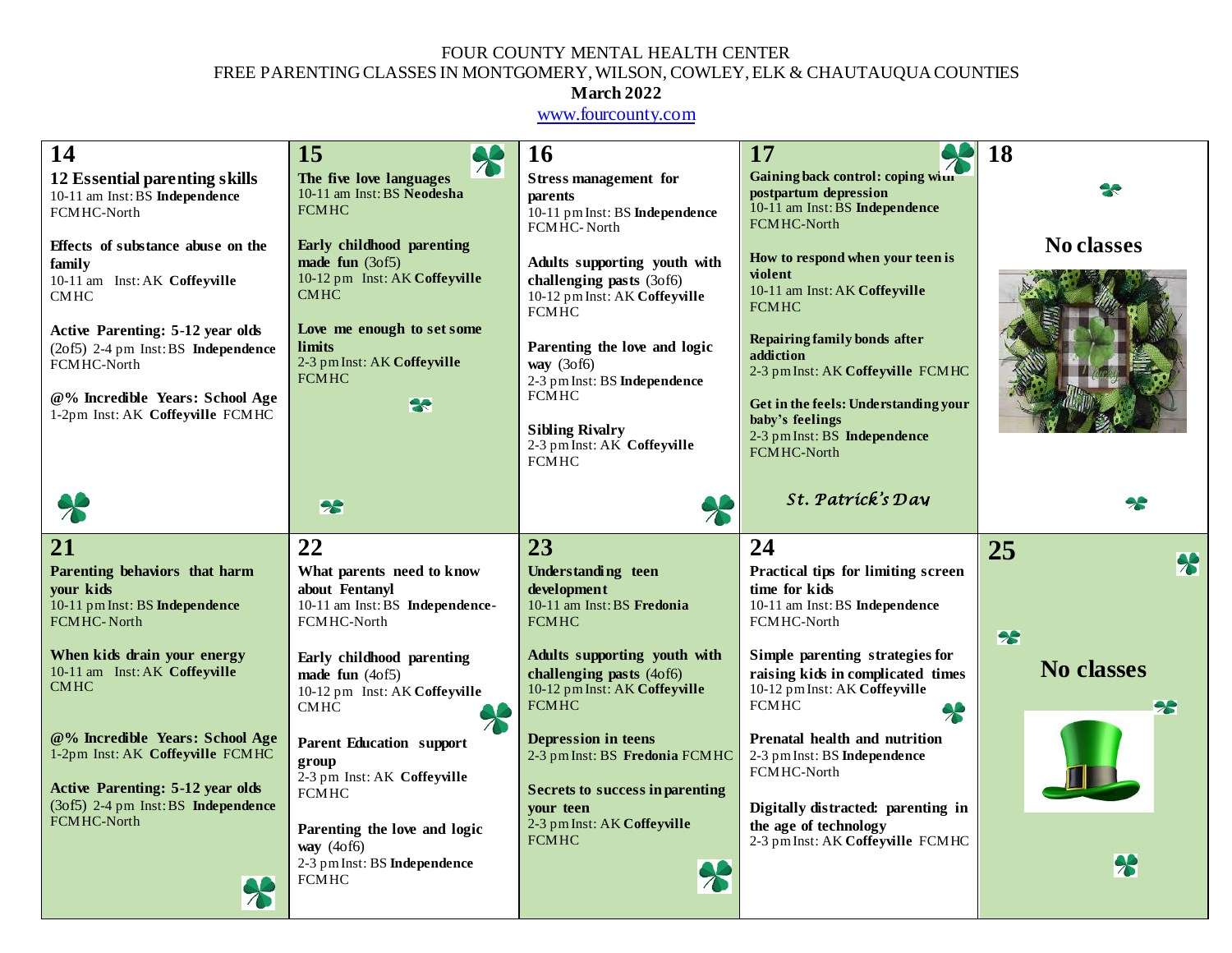FOUR COUNTY MENTAL HEALTH CENTER
FREE PARENTING CLASSES IN MONTGOMERY, WILSON, COWLEY, ELK & CHAUTAUQUA COUNTIES
**March 2022**
www.fourcounty.com

| 14 | 15 | 16 | 17 | 18 |
|---|---|---|---|---|
| **12 Essential parenting skills** 10-11 am Inst: BS **Independence** FCMHC-North<br><br>**Effects of substance abuse on the family** 10-11 am Inst: AK **Coffeyville** CMHC<br><br>**Active Parenting: 5-12 year olds** (2of5) 2-4 pm Inst: BS **Independence** FCMHC-North<br><br>**@% Incredible Years: School Age** 1-2pm Inst: AK **Coffeyville** FCMHC | **The five love languages** 10-11 am Inst: BS **Neodesha** FCMHC<br><br>**Early childhood parenting made fun** (3of5) 10-12 pm Inst: AK **Coffeyville** CMHC<br><br>**Love me enough to set some limits** 2-3 pm Inst: AK **Coffeyville** FCMHC | **Stress management for parents** 10-11 pm Inst: BS **Independence** FCMHC- North<br><br>**Adults supporting youth with challenging pasts** (3of6) 10-12 pm Inst: AK **Coffeyville** FCMHC<br><br>**Parenting the love and logic way** (3of6) 2-3 pm Inst: BS **Independence** FCMHC<br><br>**Sibling Rivalry** 2-3 pm Inst: AK **Coffeyville** FCMHC | **Gaining back control: coping with postpartum depression** 10-11 am Inst: BS **Independence** FCMHC-North<br><br>**How to respond when your teen is violent** 10-11 am Inst: AK **Coffeyville** FCMHC<br><br>**Repairing family bonds after addiction** 2-3 pm Inst: AK **Coffeyville** FCMHC<br><br>**Get in the feels: Understanding your baby's feelings** 2-3 pm Inst: BS **Independence** FCMHC-North<br><br>*St. Patrick's Day* | **No classes** |
| **21** | **22** | **23** | **24** | **25** |
| **Parenting behaviors that harm your kids** 10-11 pm Inst: BS **Independence** FCMHC- North<br><br>**When kids drain your energy** 10-11 am Inst: AK **Coffeyville** CMHC<br><br>**@% Incredible Years: School Age** 1-2pm Inst: AK **Coffeyville** FCMHC<br><br>**Active Parenting: 5-12 year olds** (3of5) 2-4 pm Inst: BS **Independence** FCMHC-North | **What parents need to know about Fentanyl** 10-11 am Inst: BS **Independence**-FCMHC-North<br><br>**Early childhood parenting made fun** (4of5) 10-12 pm Inst: AK **Coffeyville** CMHC<br><br>**Parent Education support group** 2-3 pm Inst: AK **Coffeyville** FCMHC<br><br>**Parenting the love and logic way** (4of6) 2-3 pm Inst: BS **Independence** FCMHC | **Understanding teen development** 10-11 am Inst: BS **Fredonia** FCMHC<br><br>**Adults supporting youth with challenging pasts** (4of6) 10-12 pm Inst: AK **Coffeyville** FCMHC<br><br>**Depression in teens** 2-3 pm Inst: BS **Fredonia** FCMHC<br><br>**Secrets to success in parenting your teen** 2-3 pm Inst: AK **Coffeyville** FCMHC | **Practical tips for limiting screen time for kids** 10-11 am Inst: BS **Independence** FCMHC-North<br><br>**Simple parenting strategies for raising kids in complicated times** 10-12 pm Inst: AK **Coffeyville** FCMHC<br><br>**Prenatal health and nutrition** 2-3 pm Inst: BS **Independence** FCMHC-North<br><br>**Digitally distracted: parenting in the age of technology** 2-3 pm Inst: AK **Coffeyville** FCMHC | **No classes** |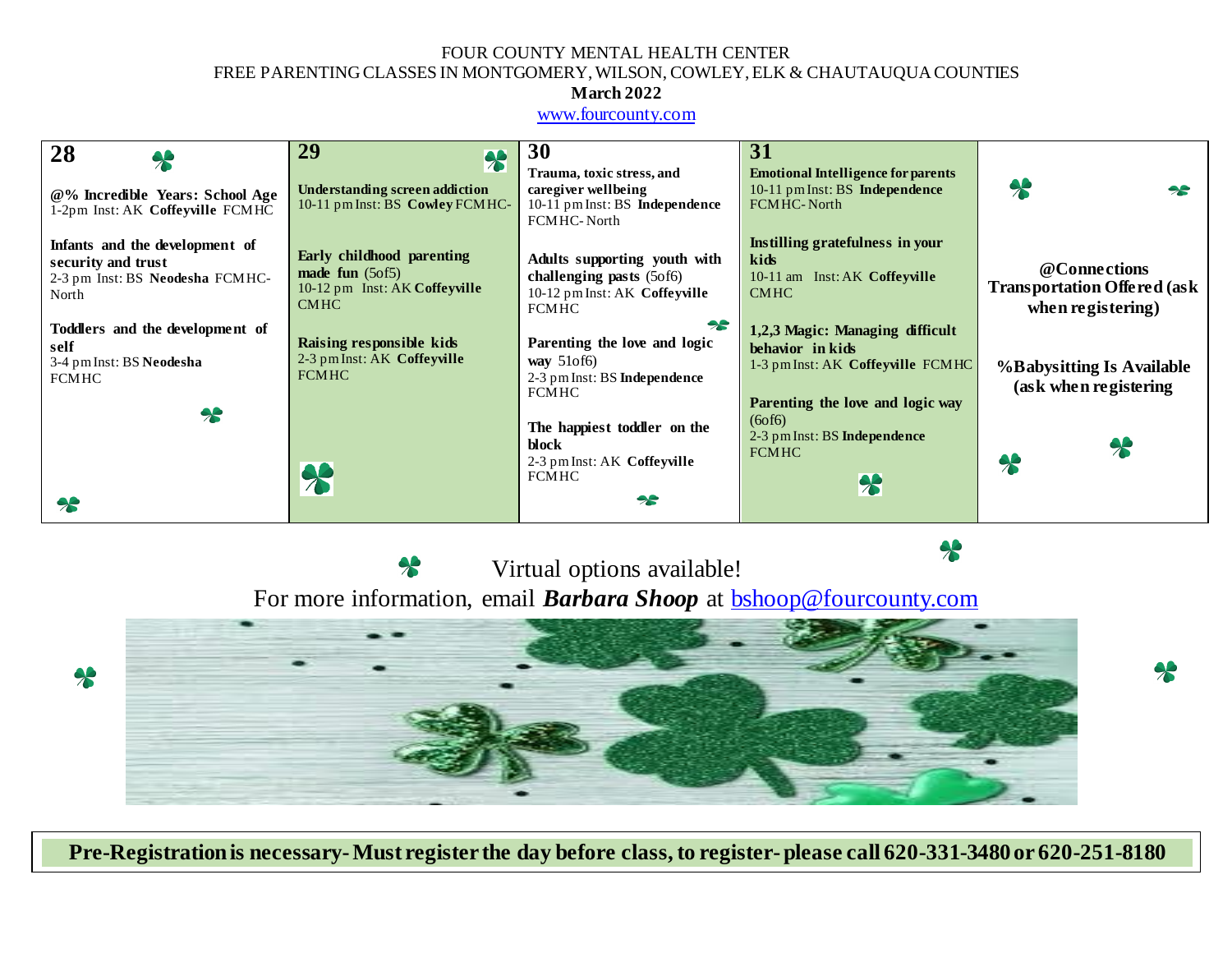FOUR COUNTY MENTAL HEALTH CENTER
FREE PARENTING CLASSES IN MONTGOMERY, WILSON, COWLEY, ELK & CHAUTAUQUA COUNTIES
**March 2022**
www.fourcounty.com

| 28 | 29 | 30 | 31 | |
|---|---|---|---|---|
| **@% Incredible Years: School Age** 1-2pm Inst: AK **Coffeyville** FCMHC<br><br>**Infants and the development of security and trust** 2-3 pm Inst: BS **Neodesha** FCMHC-North<br><br>**Toddlers and the development of self** 3-4 pm Inst: BS **Neodesha** FCMHC | **Understanding screen addiction** 10-11 pm Inst: BS **Cowley** FCMHC-<br><br>**Early childhood parenting made fun** (5of5) 10-12 pm Inst: AK **Coffeyville** CMHC<br><br>**Raising responsible kids** 2-3 pm Inst: AK **Coffeyville** FCMHC | **Trauma, toxic stress, and caregiver wellbeing** 10-11 pm Inst: BS **Independence** FCMHC- North<br><br>**Adults supporting youth with challenging pasts** (5of6) 10-12 pm Inst: AK **Coffeyville** FCMHC<br><br>**Parenting the love and logic way** 51of6) 2-3 pm Inst: BS **Independence** FCMHC<br><br>**The happiest toddler on the block** 2-3 pm Inst: AK **Coffeyville** FCMHC | **Emotional Intelligence for parents** 10-11 pm Inst: BS **Independence** FCMHC- North<br><br>**Instilling gratefulness in your kids** 10-11 am Inst: AK **Coffeyville** CMHC<br><br>**1,2,3 Magic: Managing difficult behavior in kids** 1-3 pm Inst: AK **Coffeyville** FCMHC<br><br>**Parenting the love and logic way** (6of6) 2-3 pm Inst: BS **Independence** FCMHC | **@Connections Transportation Offered (ask when registering)**<br><br>**%Babysitting Is Available (ask when registering** |

Virtual options available!

For more information, email ***Barbara Shoop*** at bshoop@fourcounty.com

**Pre-Registration is necessary- Must register the day before class, to register- please call 620-331-3480 or 620-251-8180**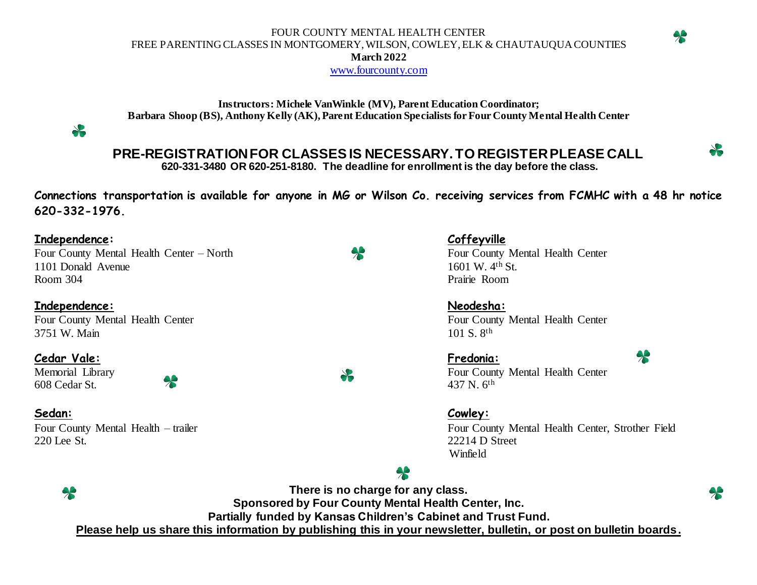FOUR COUNTY MENTAL HEALTH CENTER
FREE PARENTING CLASSES IN MONTGOMERY, WILSON, COWLEY, ELK & CHAUTAUQUA COUNTIES
**March 2022**
www.fourcounty.com

**Instructors: Michele VanWinkle (MV), Parent Education Coordinator;**
**Barbara Shoop (BS), Anthony Kelly (AK), Parent Education Specialists for Four County Mental Health Center**

## PRE-REGISTRATION FOR CLASSES IS NECESSARY. TO REGISTER PLEASE CALL

**620-331-3480 OR 620-251-8180. The deadline for enrollment is the day before the class.**

**Connections transportation is available for anyone in MG or Wilson Co. receiving services from FCMHC with a 48 hr notice 620-332-1976.**

**Independence:**
Four County Mental Health Center – North
1101 Donald Avenue
Room 304

**Independence:**
Four County Mental Health Center
3751 W. Main

**Cedar Vale:**
Memorial Library
608 Cedar St.

**Sedan:**
Four County Mental Health – trailer
220 Lee St.

**Coffeyville**
Four County Mental Health Center
1601 W. 4th St.
Prairie Room

**Neodesha:**
Four County Mental Health Center
101 S. 8th

**Fredonia:**
Four County Mental Health Center
437 N. 6th

**Cowley:**
Four County Mental Health Center, Strother Field
22214 D Street
Winfield

**There is no charge for any class.**
**Sponsored by Four County Mental Health Center, Inc.**
**Partially funded by Kansas Children's Cabinet and Trust Fund.**
**Please help us share this information by publishing this in your newsletter, bulletin, or post on bulletin boards.**